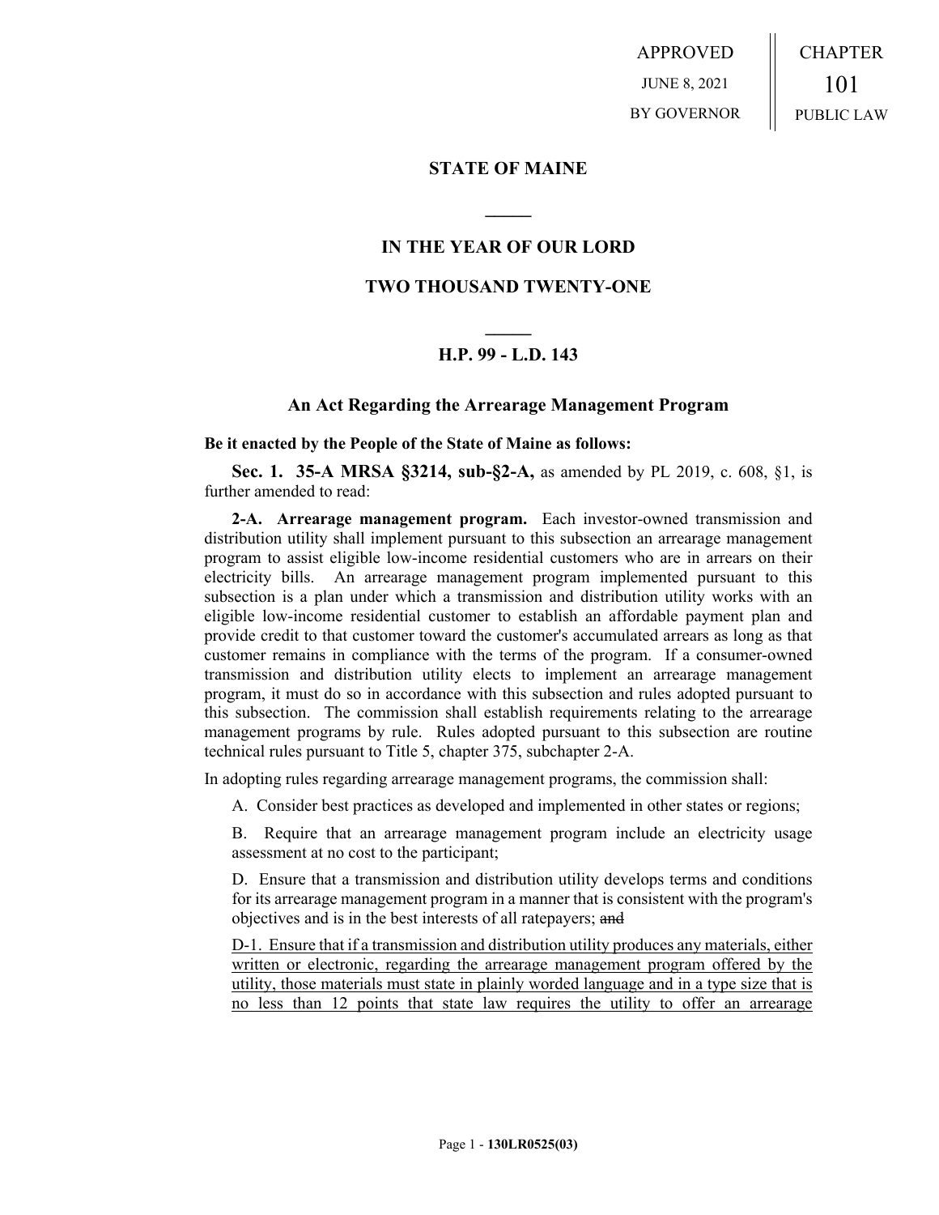APPROVED

JUNE 8, 2021

BY GOVERNOR

CHAPTER

101

PUBLIC LAW

# STATE OF MAINE

## IN THE YEAR OF OUR LORD

## TWO THOUSAND TWENTY-ONE

## H.P. 99 - L.D. 143

### An Act Regarding the Arrearage Management Program

**Be it enacted by the People of the State of Maine as follows:**

**Sec. 1. 35-A MRSA §3214, sub-§2-A,** as amended by PL 2019, c. 608, §1, is further amended to read:

**2-A. Arrearage management program.** Each investor-owned transmission and distribution utility shall implement pursuant to this subsection an arrearage management program to assist eligible low-income residential customers who are in arrears on their electricity bills. An arrearage management program implemented pursuant to this subsection is a plan under which a transmission and distribution utility works with an eligible low-income residential customer to establish an affordable payment plan and provide credit to that customer toward the customer's accumulated arrears as long as that customer remains in compliance with the terms of the program. If a consumer-owned transmission and distribution utility elects to implement an arrearage management program, it must do so in accordance with this subsection and rules adopted pursuant to this subsection. The commission shall establish requirements relating to the arrearage management programs by rule. Rules adopted pursuant to this subsection are routine technical rules pursuant to Title 5, chapter 375, subchapter 2-A.

In adopting rules regarding arrearage management programs, the commission shall:

A. Consider best practices as developed and implemented in other states or regions;

B. Require that an arrearage management program include an electricity usage assessment at no cost to the participant;

D. Ensure that a transmission and distribution utility develops terms and conditions for its arrearage management program in a manner that is consistent with the program's objectives and is in the best interests of all ratepayers; ~~and~~

D-1. Ensure that if a transmission and distribution utility produces any materials, either written or electronic, regarding the arrearage management program offered by the utility, those materials must state in plainly worded language and in a type size that is no less than 12 points that state law requires the utility to offer an arrearage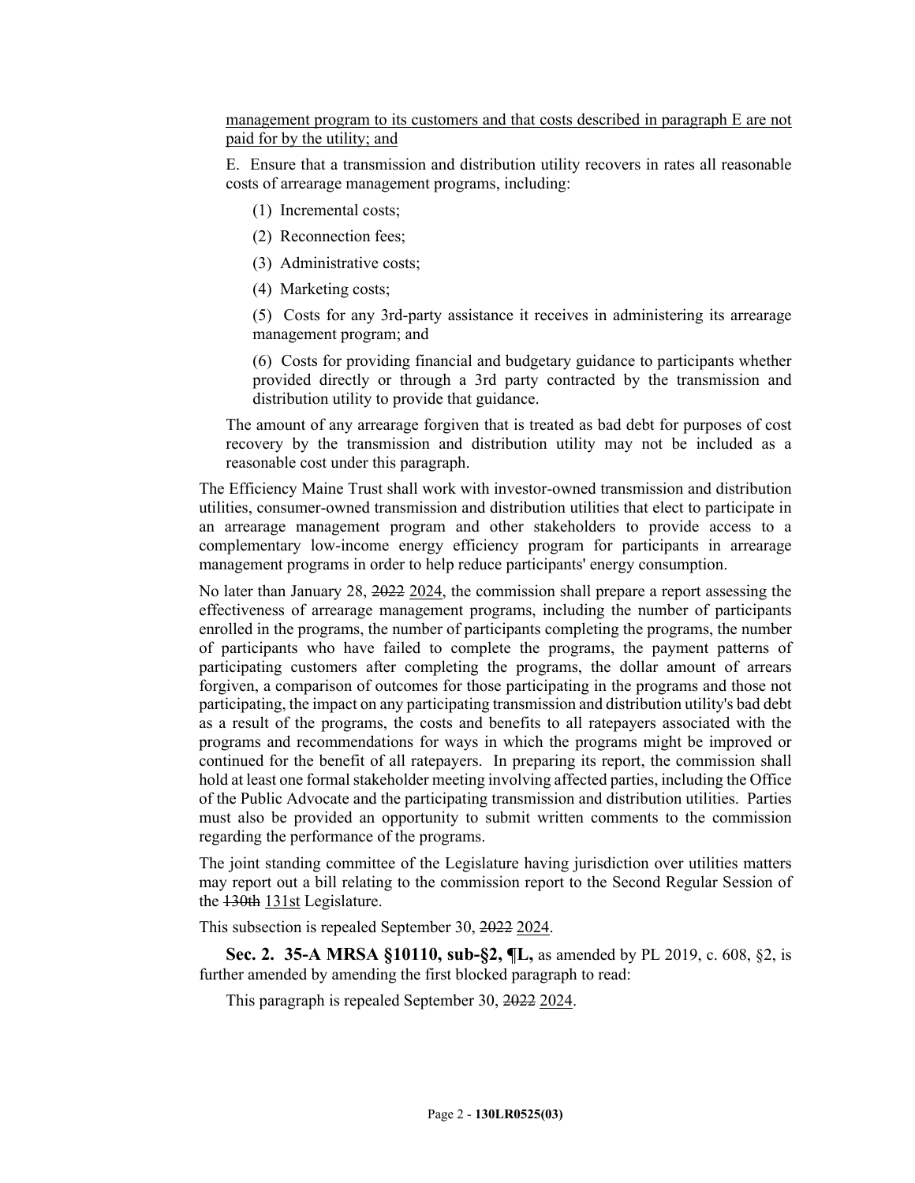management program to its customers and that costs described in paragraph E are not paid for by the utility; and

E. Ensure that a transmission and distribution utility recovers in rates all reasonable costs of arrearage management programs, including:

(1) Incremental costs;

(2) Reconnection fees;

(3) Administrative costs;

(4) Marketing costs;

(5) Costs for any 3rd-party assistance it receives in administering its arrearage management program; and

(6) Costs for providing financial and budgetary guidance to participants whether provided directly or through a 3rd party contracted by the transmission and distribution utility to provide that guidance.

The amount of any arrearage forgiven that is treated as bad debt for purposes of cost recovery by the transmission and distribution utility may not be included as a reasonable cost under this paragraph.

The Efficiency Maine Trust shall work with investor-owned transmission and distribution utilities, consumer-owned transmission and distribution utilities that elect to participate in an arrearage management program and other stakeholders to provide access to a complementary low-income energy efficiency program for participants in arrearage management programs in order to help reduce participants' energy consumption.

No later than January 28, ~~2022~~ 2024, the commission shall prepare a report assessing the effectiveness of arrearage management programs, including the number of participants enrolled in the programs, the number of participants completing the programs, the number of participants who have failed to complete the programs, the payment patterns of participating customers after completing the programs, the dollar amount of arrears forgiven, a comparison of outcomes for those participating in the programs and those not participating, the impact on any participating transmission and distribution utility's bad debt as a result of the programs, the costs and benefits to all ratepayers associated with the programs and recommendations for ways in which the programs might be improved or continued for the benefit of all ratepayers. In preparing its report, the commission shall hold at least one formal stakeholder meeting involving affected parties, including the Office of the Public Advocate and the participating transmission and distribution utilities. Parties must also be provided an opportunity to submit written comments to the commission regarding the performance of the programs.

The joint standing committee of the Legislature having jurisdiction over utilities matters may report out a bill relating to the commission report to the Second Regular Session of the ~~130th~~ 131st Legislature.

This subsection is repealed September 30, ~~2022~~ 2024.

**Sec. 2. 35-A MRSA §10110, sub-§2, ¶L,** as amended by PL 2019, c. 608, §2, is further amended by amending the first blocked paragraph to read:

This paragraph is repealed September 30, ~~2022~~ 2024.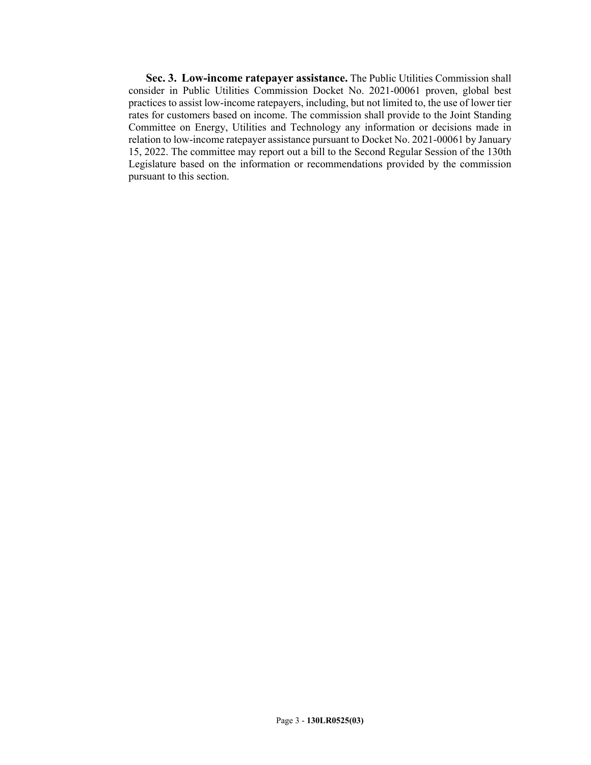**Sec. 3. Low-income ratepayer assistance.** The Public Utilities Commission shall consider in Public Utilities Commission Docket No. 2021-00061 proven, global best practices to assist low-income ratepayers, including, but not limited to, the use of lower tier rates for customers based on income. The commission shall provide to the Joint Standing Committee on Energy, Utilities and Technology any information or decisions made in relation to low-income ratepayer assistance pursuant to Docket No. 2021-00061 by January 15, 2022. The committee may report out a bill to the Second Regular Session of the 130th Legislature based on the information or recommendations provided by the commission pursuant to this section.